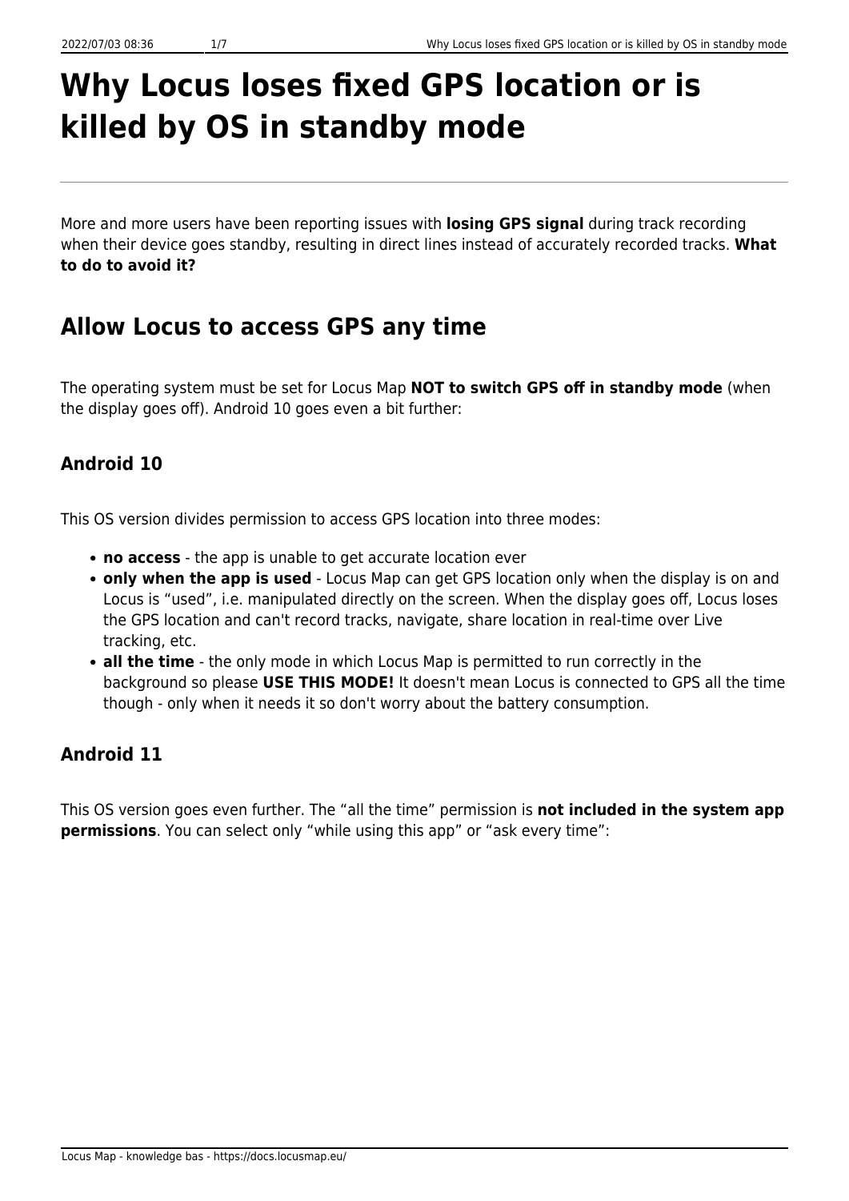# Why Locus loses fixed GPS location or is killed by OS in standby mode

More and more users have been reporting issues with **losing GPS signal** during track recording when their device goes standby, resulting in direct lines instead of accurately recorded tracks. **What to do to avoid it?**

## Allow Locus to access GPS any time

The operating system must be set for Locus Map **NOT to switch GPS off in standby mode** (when the display goes off). Android 10 goes even a bit further:

### Android 10

This OS version divides permission to access GPS location into three modes:

- **no access** - the app is unable to get accurate location ever
- **only when the app is used** - Locus Map can get GPS location only when the display is on and Locus is "used", i.e. manipulated directly on the screen. When the display goes off, Locus loses the GPS location and can't record tracks, navigate, share location in real-time over Live tracking, etc.
- **all the time** - the only mode in which Locus Map is permitted to run correctly in the background so please **USE THIS MODE!** It doesn't mean Locus is connected to GPS all the time though - only when it needs it so don't worry about the battery consumption.

### Android 11

This OS version goes even further. The "all the time" permission is **not included in the system app permissions**. You can select only "while using this app" or "ask every time":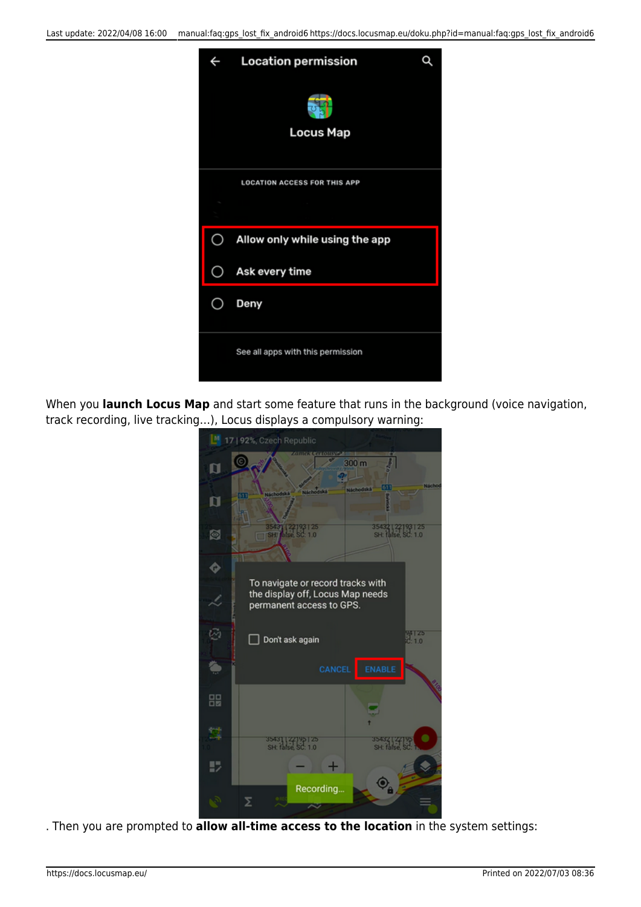When you **launch Locus Map** and start some feature that runs in the background (voice navigation, track recording, live tracking…), Locus displays a compulsory warning:

. Then you are prompted to **allow all-time access to the location** in the system settings: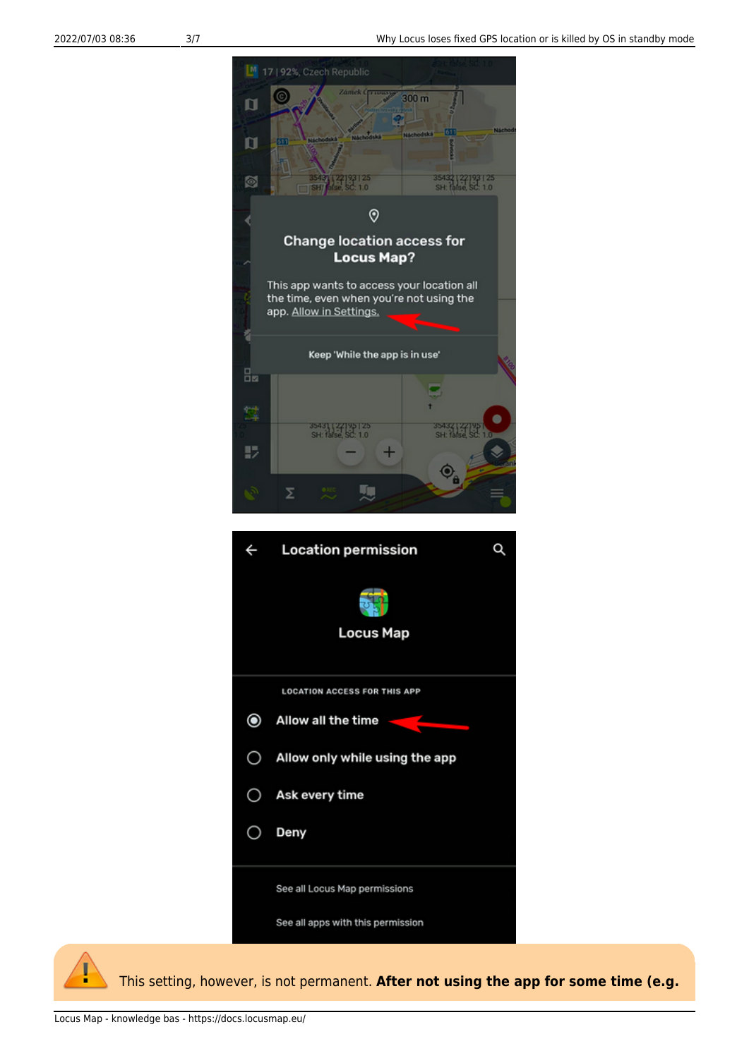This setting, however, is not permanent. **After not using the app for some time (e.g.**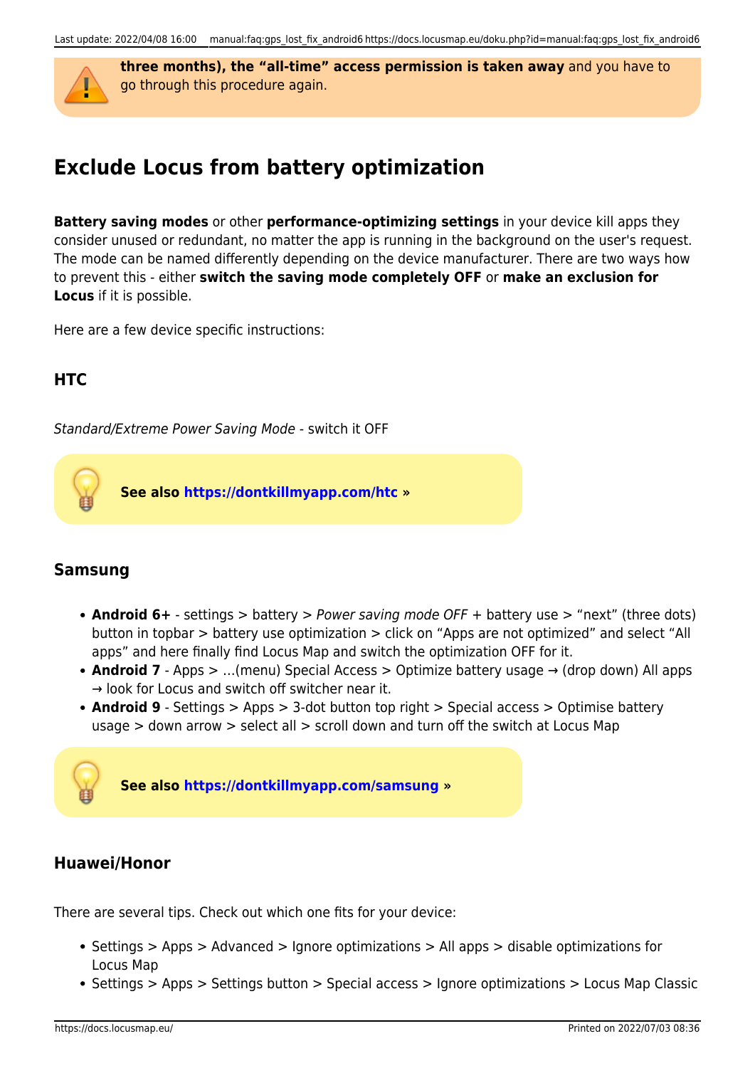**three months), the "all-time" access permission is taken away** and you have to go through this procedure again.

## Exclude Locus from battery optimization

**Battery saving modes** or other **performance-optimizing settings** in your device kill apps they consider unused or redundant, no matter the app is running in the background on the user's request. The mode can be named differently depending on the device manufacturer. There are two ways how to prevent this - either **switch the saving mode completely OFF** or **make an exclusion for Locus** if it is possible.

Here are a few device specific instructions:

### HTC

*Standard/Extreme Power Saving Mode* - switch it OFF

**See also https://dontkillmyapp.com/htc »**

### Samsung

- **Android 6+** - settings > battery > *Power saving mode OFF* + battery use > "next" (three dots) button in topbar > battery use optimization > click on "Apps are not optimized" and select "All apps" and here finally find Locus Map and switch the optimization OFF for it.
- **Android 7** - Apps > …(menu) Special Access > Optimize battery usage → (drop down) All apps → look for Locus and switch off switcher near it.
- **Android 9** - Settings > Apps > 3-dot button top right > Special access > Optimise battery usage > down arrow > select all > scroll down and turn off the switch at Locus Map

**See also https://dontkillmyapp.com/samsung »**

### Huawei/Honor

There are several tips. Check out which one fits for your device:

- Settings > Apps > Advanced > Ignore optimizations > All apps > disable optimizations for Locus Map
- Settings > Apps > Settings button > Special access > Ignore optimizations > Locus Map Classic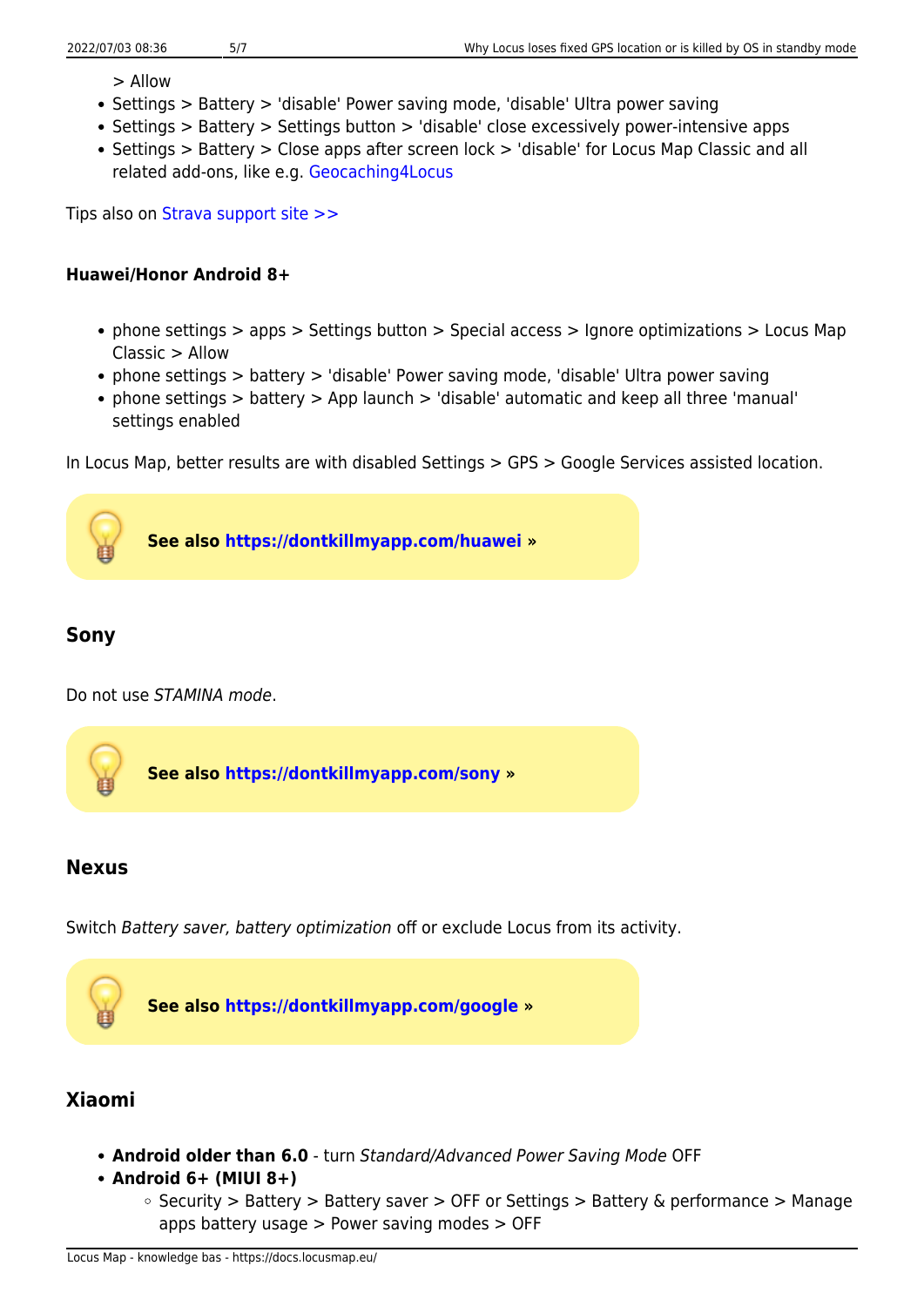> Allow

- Settings > Battery > 'disable' Power saving mode, 'disable' Ultra power saving
- Settings > Battery > Settings button > 'disable' close excessively power-intensive apps
- Settings > Battery > Close apps after screen lock > 'disable' for Locus Map Classic and all related add-ons, like e.g. Geocaching4Locus

Tips also on Strava support site >>

#### Huawei/Honor Android 8+

- phone settings > apps > Settings button > Special access > Ignore optimizations > Locus Map Classic > Allow
- phone settings > battery > 'disable' Power saving mode, 'disable' Ultra power saving
- phone settings > battery > App launch > 'disable' automatic and keep all three 'manual' settings enabled

In Locus Map, better results are with disabled Settings > GPS > Google Services assisted location.

**See also https://dontkillmyapp.com/huawei »**

### Sony

Do not use *STAMINA mode*.

**See also https://dontkillmyapp.com/sony »**

### Nexus

Switch *Battery saver, battery optimization* off or exclude Locus from its activity.

**See also https://dontkillmyapp.com/google »**

### Xiaomi

- **Android older than 6.0** - turn *Standard/Advanced Power Saving Mode* OFF
- **Android 6+ (MIUI 8+)**
    - Security > Battery > Battery saver > OFF or Settings > Battery & performance > Manage apps battery usage > Power saving modes > OFF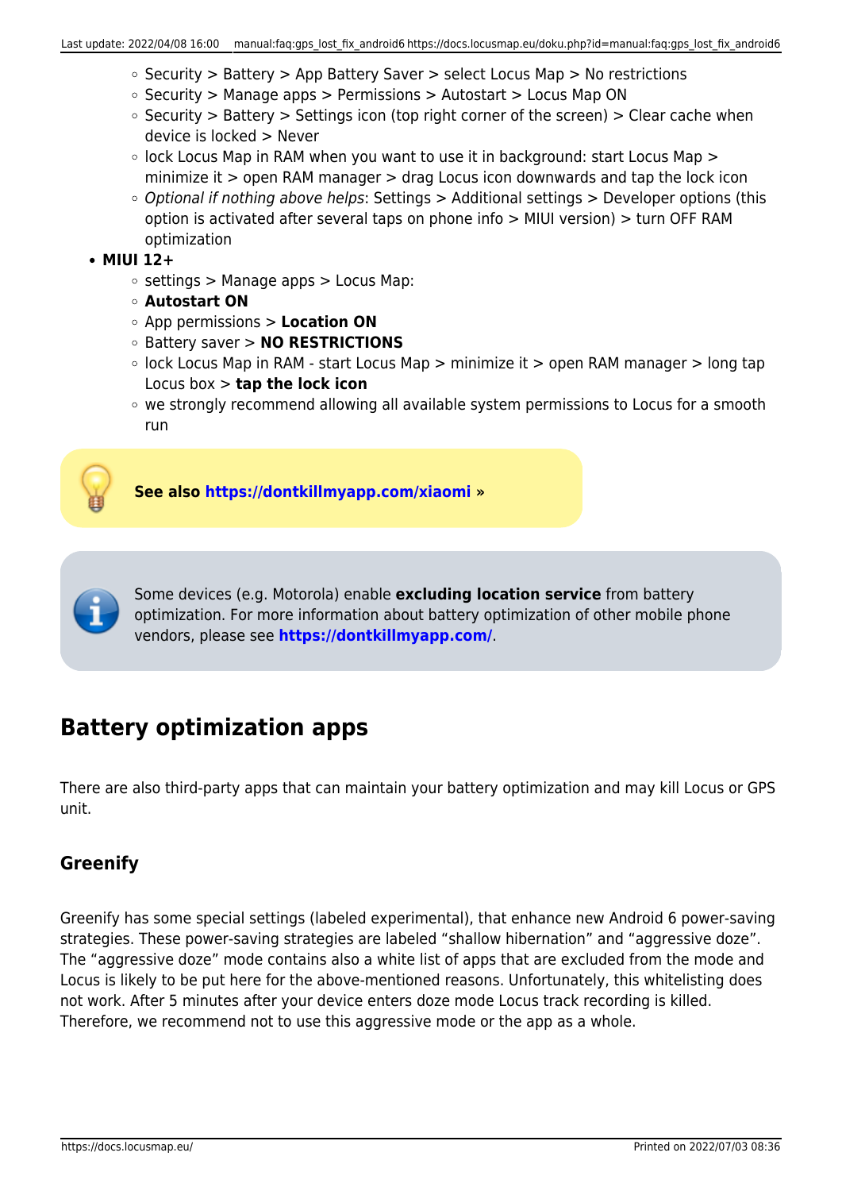- Security > Battery > App Battery Saver > select Locus Map > No restrictions
    - Security > Manage apps > Permissions > Autostart > Locus Map ON
    - Security > Battery > Settings icon (top right corner of the screen) > Clear cache when device is locked > Never
    - lock Locus Map in RAM when you want to use it in background: start Locus Map > minimize it > open RAM manager > drag Locus icon downwards and tap the lock icon
    - *Optional if nothing above helps*: Settings > Additional settings > Developer options (this option is activated after several taps on phone info > MIUI version) > turn OFF RAM optimization
- **MIUI 12+**
    - settings > Manage apps > Locus Map:
    - **Autostart ON**
    - App permissions > **Location ON**
    - Battery saver > **NO RESTRICTIONS**
    - lock Locus Map in RAM - start Locus Map > minimize it > open RAM manager > long tap Locus box > **tap the lock icon**
    - we strongly recommend allowing all available system permissions to Locus for a smooth run

**See also https://dontkillmyapp.com/xiaomi »**

Some devices (e.g. Motorola) enable **excluding location service** from battery optimization. For more information about battery optimization of other mobile phone vendors, please see **https://dontkillmyapp.com/**.

## Battery optimization apps

There are also third-party apps that can maintain your battery optimization and may kill Locus or GPS unit.

### Greenify

Greenify has some special settings (labeled experimental), that enhance new Android 6 power-saving strategies. These power-saving strategies are labeled “shallow hibernation” and “aggressive doze”. The “aggressive doze” mode contains also a white list of apps that are excluded from the mode and Locus is likely to be put here for the above-mentioned reasons. Unfortunately, this whitelisting does not work. After 5 minutes after your device enters doze mode Locus track recording is killed. Therefore, we recommend not to use this aggressive mode or the app as a whole.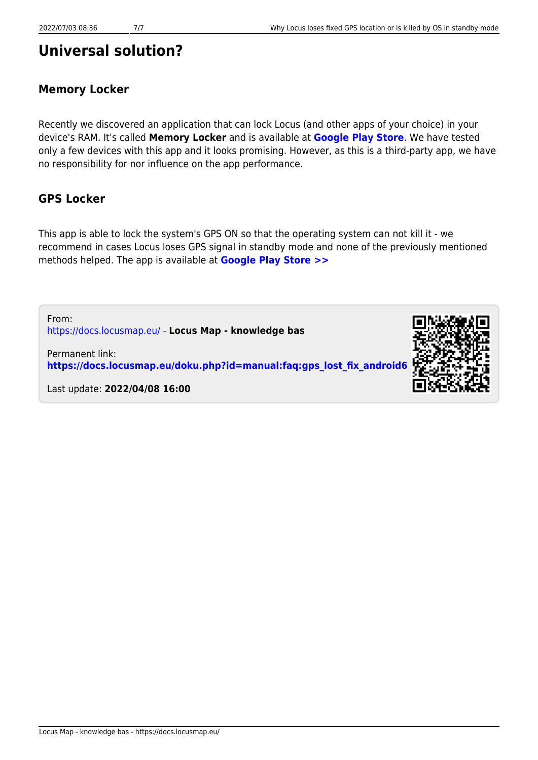# Universal solution?

## Memory Locker

Recently we discovered an application that can lock Locus (and other apps of your choice) in your device's RAM. It's called **Memory Locker** and is available at **Google Play Store**. We have tested only a few devices with this app and it looks promising. However, as this is a third-party app, we have no responsibility for nor influence on the app performance.

## GPS Locker

This app is able to lock the system's GPS ON so that the operating system can not kill it - we recommend in cases Locus loses GPS signal in standby mode and none of the previously mentioned methods helped. The app is available at **Google Play Store >>**

From:
https://docs.locusmap.eu/ - **Locus Map - knowledge bas**

Permanent link:
**https://docs.locusmap.eu/doku.php?id=manual:faq:gps_lost_fix_android6**

Last update: **2022/04/08 16:00**